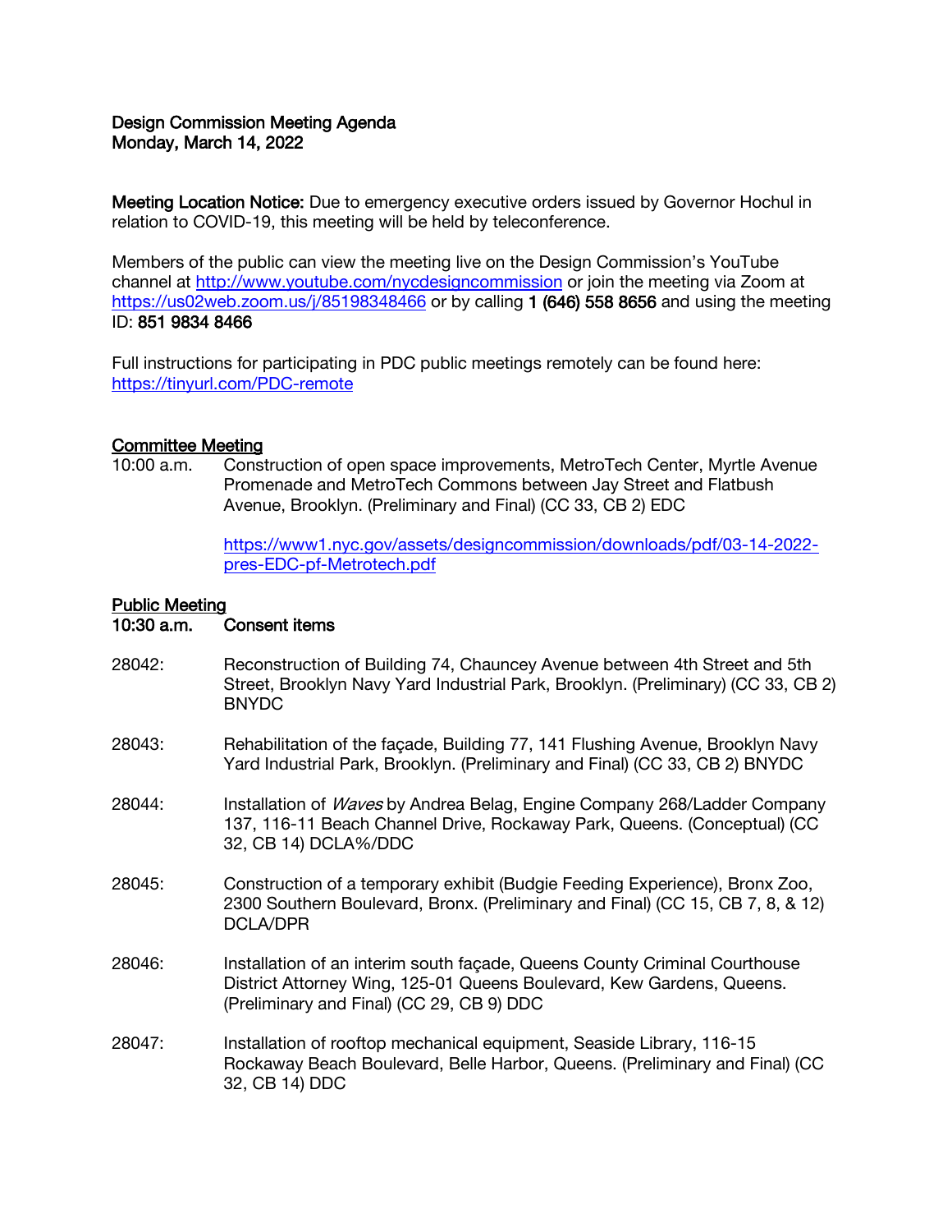**Design Commission Meeting Agenda**
**Monday, March 14, 2022**

**Meeting Location Notice:** Due to emergency executive orders issued by Governor Hochul in relation to COVID-19, this meeting will be held by teleconference.

Members of the public can view the meeting live on the Design Commission's YouTube channel at http://www.youtube.com/nycdesigncommission or join the meeting via Zoom at https://us02web.zoom.us/j/85198348466 or by calling **1 (646) 558 8656** and using the meeting ID: **851 9834 8466**

Full instructions for participating in PDC public meetings remotely can be found here: https://tinyurl.com/PDC-remote

## Committee Meeting

10:00 a.m. Construction of open space improvements, MetroTech Center, Myrtle Avenue Promenade and MetroTech Commons between Jay Street and Flatbush Avenue, Brooklyn. (Preliminary and Final) (CC 33, CB 2) EDC

https://www1.nyc.gov/assets/designcommission/downloads/pdf/03-14-2022-pres-EDC-pf-Metrotech.pdf

## Public Meeting

**10:30 a.m. Consent items**

28042: Reconstruction of Building 74, Chauncey Avenue between 4th Street and 5th Street, Brooklyn Navy Yard Industrial Park, Brooklyn. (Preliminary) (CC 33, CB 2) BNYDC

28043: Rehabilitation of the façade, Building 77, 141 Flushing Avenue, Brooklyn Navy Yard Industrial Park, Brooklyn. (Preliminary and Final) (CC 33, CB 2) BNYDC

28044: Installation of *Waves* by Andrea Belag, Engine Company 268/Ladder Company 137, 116-11 Beach Channel Drive, Rockaway Park, Queens. (Conceptual) (CC 32, CB 14) DCLA%/DDC

28045: Construction of a temporary exhibit (Budgie Feeding Experience), Bronx Zoo, 2300 Southern Boulevard, Bronx. (Preliminary and Final) (CC 15, CB 7, 8, & 12) DCLA/DPR

28046: Installation of an interim south façade, Queens County Criminal Courthouse District Attorney Wing, 125-01 Queens Boulevard, Kew Gardens, Queens. (Preliminary and Final) (CC 29, CB 9) DDC

28047: Installation of rooftop mechanical equipment, Seaside Library, 116-15 Rockaway Beach Boulevard, Belle Harbor, Queens. (Preliminary and Final) (CC 32, CB 14) DDC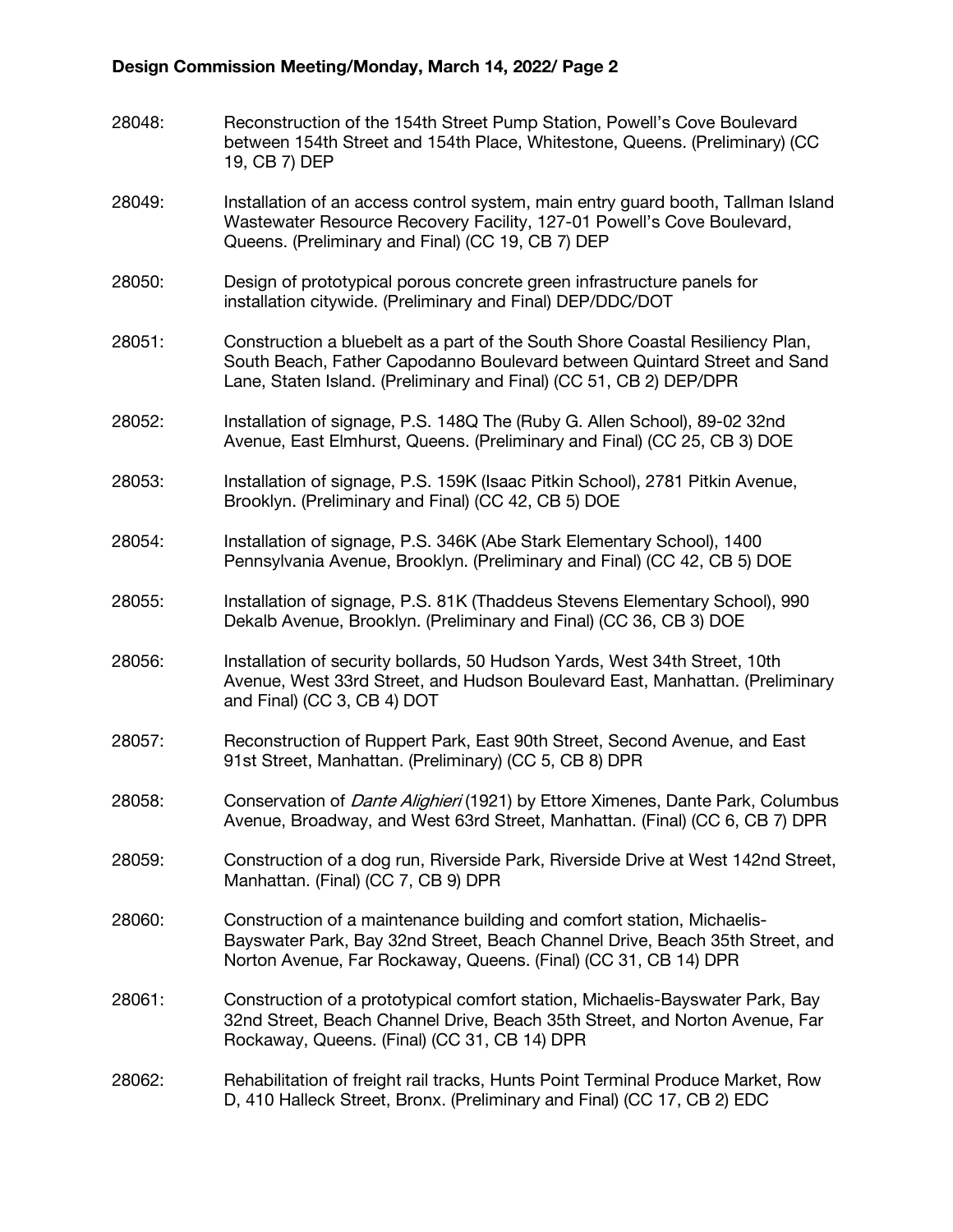28048: Reconstruction of the 154th Street Pump Station, Powell's Cove Boulevard between 154th Street and 154th Place, Whitestone, Queens. (Preliminary) (CC 19, CB 7) DEP

28049: Installation of an access control system, main entry guard booth, Tallman Island Wastewater Resource Recovery Facility, 127-01 Powell's Cove Boulevard, Queens. (Preliminary and Final) (CC 19, CB 7) DEP

28050: Design of prototypical porous concrete green infrastructure panels for installation citywide. (Preliminary and Final) DEP/DDC/DOT

28051: Construction a bluebelt as a part of the South Shore Coastal Resiliency Plan, South Beach, Father Capodanno Boulevard between Quintard Street and Sand Lane, Staten Island. (Preliminary and Final) (CC 51, CB 2) DEP/DPR

28052: Installation of signage, P.S. 148Q The (Ruby G. Allen School), 89-02 32nd Avenue, East Elmhurst, Queens. (Preliminary and Final) (CC 25, CB 3) DOE

28053: Installation of signage, P.S. 159K (Isaac Pitkin School), 2781 Pitkin Avenue, Brooklyn. (Preliminary and Final) (CC 42, CB 5) DOE

28054: Installation of signage, P.S. 346K (Abe Stark Elementary School), 1400 Pennsylvania Avenue, Brooklyn. (Preliminary and Final) (CC 42, CB 5) DOE

28055: Installation of signage, P.S. 81K (Thaddeus Stevens Elementary School), 990 Dekalb Avenue, Brooklyn. (Preliminary and Final) (CC 36, CB 3) DOE

28056: Installation of security bollards, 50 Hudson Yards, West 34th Street, 10th Avenue, West 33rd Street, and Hudson Boulevard East, Manhattan. (Preliminary and Final) (CC 3, CB 4) DOT

28057: Reconstruction of Ruppert Park, East 90th Street, Second Avenue, and East 91st Street, Manhattan. (Preliminary) (CC 5, CB 8) DPR

28058: Conservation of *Dante Alighieri* (1921) by Ettore Ximenes, Dante Park, Columbus Avenue, Broadway, and West 63rd Street, Manhattan. (Final) (CC 6, CB 7) DPR

28059: Construction of a dog run, Riverside Park, Riverside Drive at West 142nd Street, Manhattan. (Final) (CC 7, CB 9) DPR

28060: Construction of a maintenance building and comfort station, Michaelis-Bayswater Park, Bay 32nd Street, Beach Channel Drive, Beach 35th Street, and Norton Avenue, Far Rockaway, Queens. (Final) (CC 31, CB 14) DPR

28061: Construction of a prototypical comfort station, Michaelis-Bayswater Park, Bay 32nd Street, Beach Channel Drive, Beach 35th Street, and Norton Avenue, Far Rockaway, Queens. (Final) (CC 31, CB 14) DPR

28062: Rehabilitation of freight rail tracks, Hunts Point Terminal Produce Market, Row D, 410 Halleck Street, Bronx. (Preliminary and Final) (CC 17, CB 2) EDC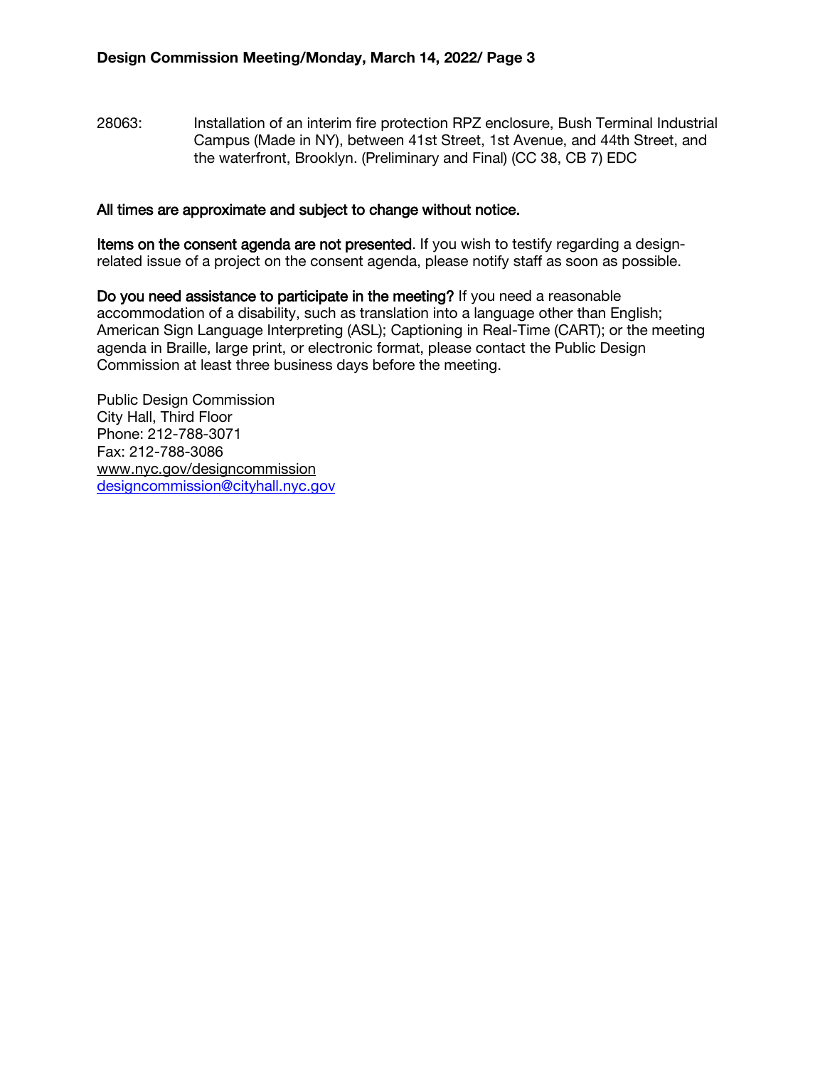28063: Installation of an interim fire protection RPZ enclosure, Bush Terminal Industrial Campus (Made in NY), between 41st Street, 1st Avenue, and 44th Street, and the waterfront, Brooklyn. (Preliminary and Final) (CC 38, CB 7) EDC

**All times are approximate and subject to change without notice.**

**Items on the consent agenda are not presented**. If you wish to testify regarding a design-related issue of a project on the consent agenda, please notify staff as soon as possible.

**Do you need assistance to participate in the meeting?** If you need a reasonable accommodation of a disability, such as translation into a language other than English; American Sign Language Interpreting (ASL); Captioning in Real-Time (CART); or the meeting agenda in Braille, large print, or electronic format, please contact the Public Design Commission at least three business days before the meeting.

Public Design Commission
City Hall, Third Floor
Phone: 212-788-3071
Fax: 212-788-3086
www.nyc.gov/designcommission
designcommission@cityhall.nyc.gov